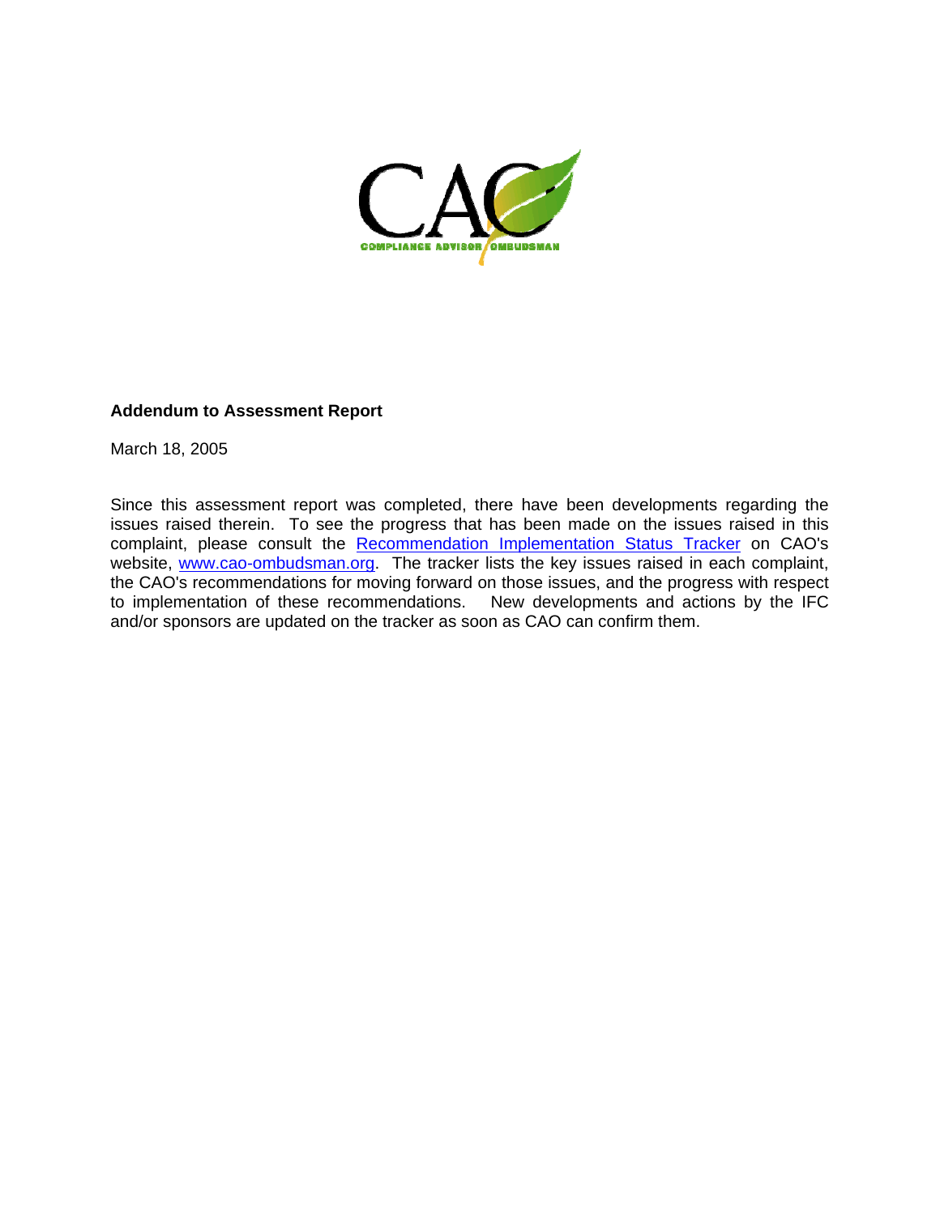CAO

COMPLIANCE ADVISOR OMBUDSMAN

**Addendum to Assessment Report**

March 18, 2005

Since this assessment report was completed, there have been developments regarding the issues raised therein. To see the progress that has been made on the issues raised in this complaint, please consult the Recommendation Implementation Status Tracker on CAO's website, www.cao-ombudsman.org. The tracker lists the key issues raised in each complaint, the CAO's recommendations for moving forward on those issues, and the progress with respect to implementation of these recommendations. New developments and actions by the IFC and/or sponsors are updated on the tracker as soon as CAO can confirm them.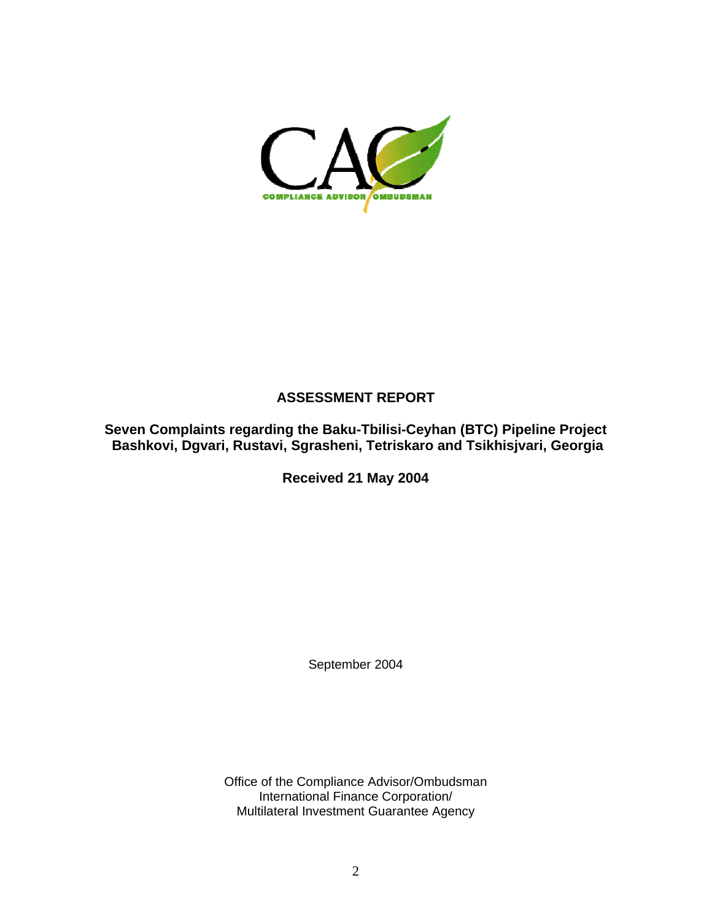# ASSESSMENT REPORT

**Seven Complaints regarding the Baku-Tbilisi-Ceyhan (BTC) Pipeline Project**
**Bashkovi, Dgvari, Rustavi, Sgrasheni, Tetriskaro and Tsikhisjvari, Georgia**

**Received 21 May 2004**

September 2004

Office of the Compliance Advisor/Ombudsman
International Finance Corporation/
Multilateral Investment Guarantee Agency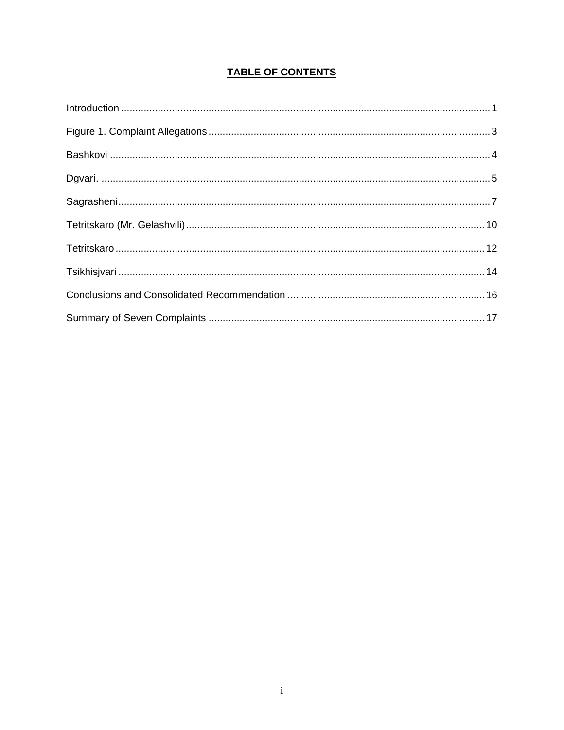# TABLE OF CONTENTS

Introduction ........................................................................................................................ 1

Figure 1. Complaint Allegations ......................................................................................... 3

Bashkovi ............................................................................................................................ 4

Dgvari. ............................................................................................................................... 5

Sagrasheni ......................................................................................................................... 7

Tetritskaro (Mr. Gelashvili) ................................................................................................ 10

Tetritskaro ......................................................................................................................... 12

Tsikhisjvari ........................................................................................................................ 14

Conclusions and Consolidated Recommendation ............................................................ 16

Summary of Seven Complaints ........................................................................................ 17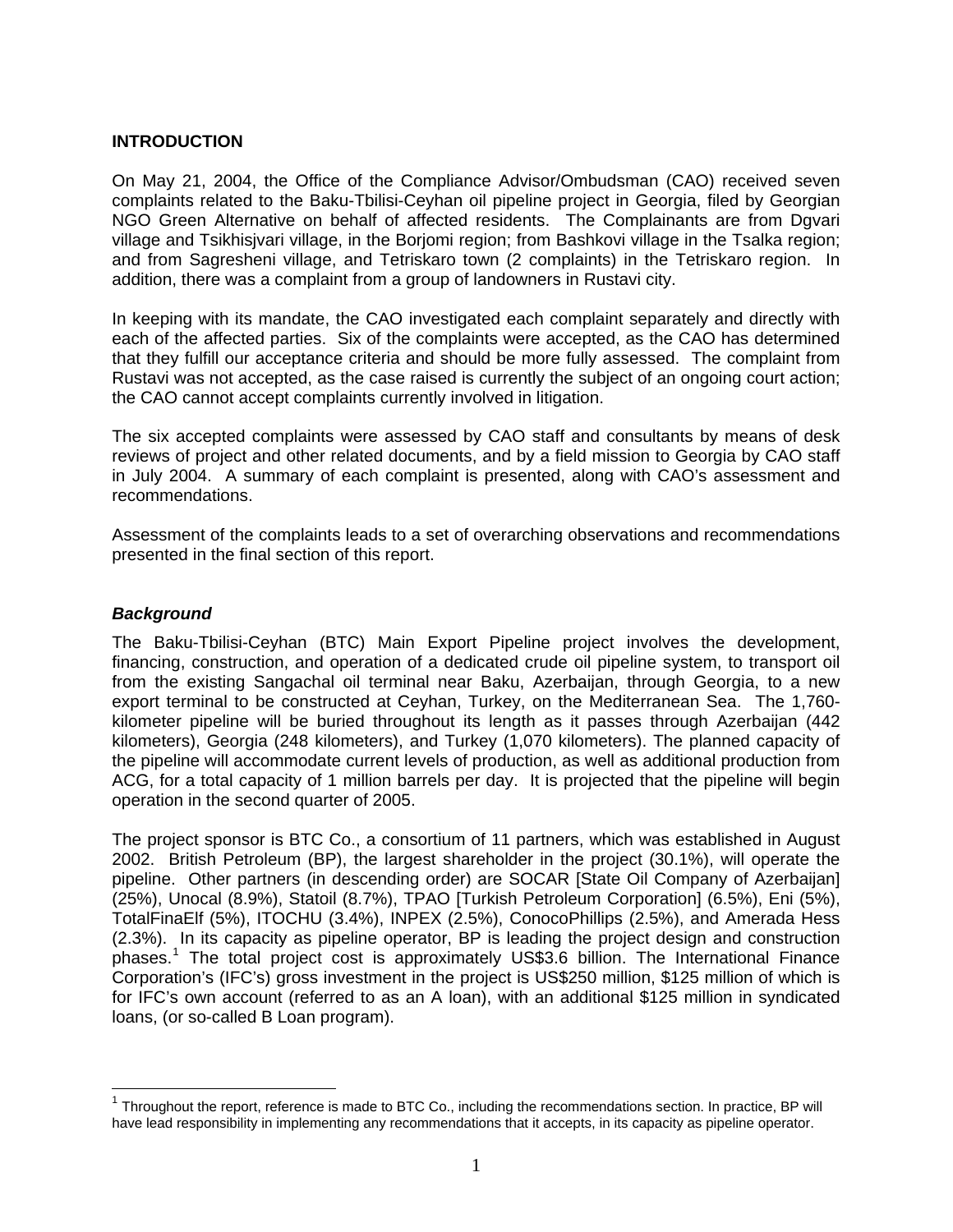# INTRODUCTION

On May 21, 2004, the Office of the Compliance Advisor/Ombudsman (CAO) received seven complaints related to the Baku-Tbilisi-Ceyhan oil pipeline project in Georgia, filed by Georgian NGO Green Alternative on behalf of affected residents. The Complainants are from Dgvari village and Tsikhisjvari village, in the Borjomi region; from Bashkovi village in the Tsalka region; and from Sagresheni village, and Tetriskaro town (2 complaints) in the Tetriskaro region. In addition, there was a complaint from a group of landowners in Rustavi city.

In keeping with its mandate, the CAO investigated each complaint separately and directly with each of the affected parties. Six of the complaints were accepted, as the CAO has determined that they fulfill our acceptance criteria and should be more fully assessed. The complaint from Rustavi was not accepted, as the case raised is currently the subject of an ongoing court action; the CAO cannot accept complaints currently involved in litigation.

The six accepted complaints were assessed by CAO staff and consultants by means of desk reviews of project and other related documents, and by a field mission to Georgia by CAO staff in July 2004. A summary of each complaint is presented, along with CAO's assessment and recommendations.

Assessment of the complaints leads to a set of overarching observations and recommendations presented in the final section of this report.

### *Background*

The Baku-Tbilisi-Ceyhan (BTC) Main Export Pipeline project involves the development, financing, construction, and operation of a dedicated crude oil pipeline system, to transport oil from the existing Sangachal oil terminal near Baku, Azerbaijan, through Georgia, to a new export terminal to be constructed at Ceyhan, Turkey, on the Mediterranean Sea. The 1,760-kilometer pipeline will be buried throughout its length as it passes through Azerbaijan (442 kilometers), Georgia (248 kilometers), and Turkey (1,070 kilometers). The planned capacity of the pipeline will accommodate current levels of production, as well as additional production from ACG, for a total capacity of 1 million barrels per day. It is projected that the pipeline will begin operation in the second quarter of 2005.

The project sponsor is BTC Co., a consortium of 11 partners, which was established in August 2002. British Petroleum (BP), the largest shareholder in the project (30.1%), will operate the pipeline. Other partners (in descending order) are SOCAR [State Oil Company of Azerbaijan] (25%), Unocal (8.9%), Statoil (8.7%), TPAO [Turkish Petroleum Corporation] (6.5%), Eni (5%), TotalFinaElf (5%), ITOCHU (3.4%), INPEX (2.5%), ConocoPhillips (2.5%), and Amerada Hess (2.3%). In its capacity as pipeline operator, BP is leading the project design and construction phases.[1] The total project cost is approximately US$3.6 billion. The International Finance Corporation's (IFC's) gross investment in the project is US$250 million, $125 million of which is for IFC's own account (referred to as an A loan), with an additional $125 million in syndicated loans, (or so-called B Loan program).

[1] Throughout the report, reference is made to BTC Co., including the recommendations section. In practice, BP will have lead responsibility in implementing any recommendations that it accepts, in its capacity as pipeline operator.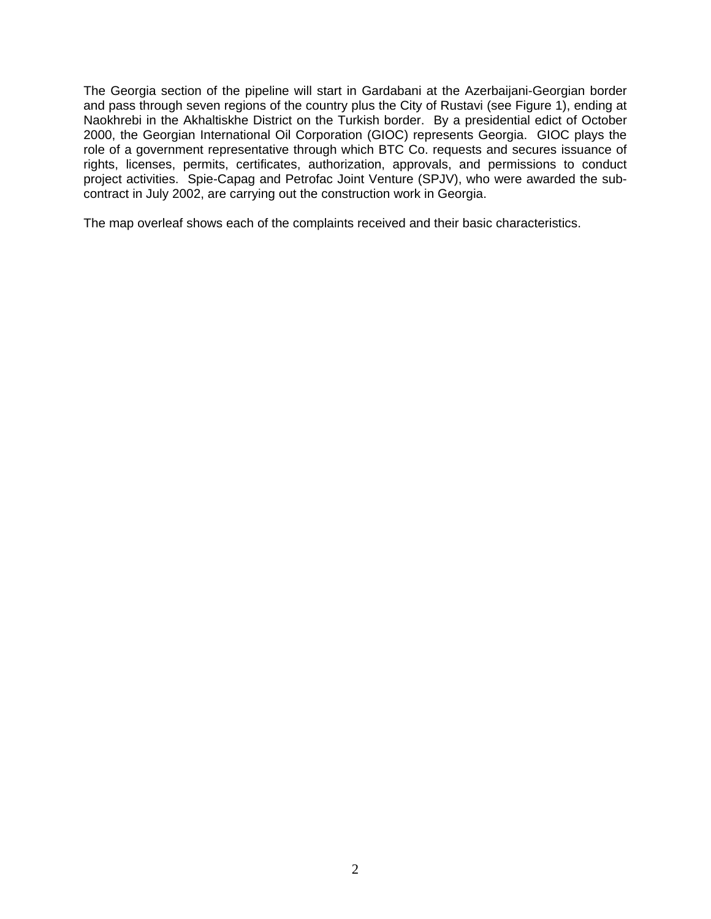The Georgia section of the pipeline will start in Gardabani at the Azerbaijani-Georgian border and pass through seven regions of the country plus the City of Rustavi (see Figure 1), ending at Naokhrebi in the Akhaltiskhe District on the Turkish border. By a presidential edict of October 2000, the Georgian International Oil Corporation (GIOC) represents Georgia. GIOC plays the role of a government representative through which BTC Co. requests and secures issuance of rights, licenses, permits, certificates, authorization, approvals, and permissions to conduct project activities. Spie-Capag and Petrofac Joint Venture (SPJV), who were awarded the sub-contract in July 2002, are carrying out the construction work in Georgia.

The map overleaf shows each of the complaints received and their basic characteristics.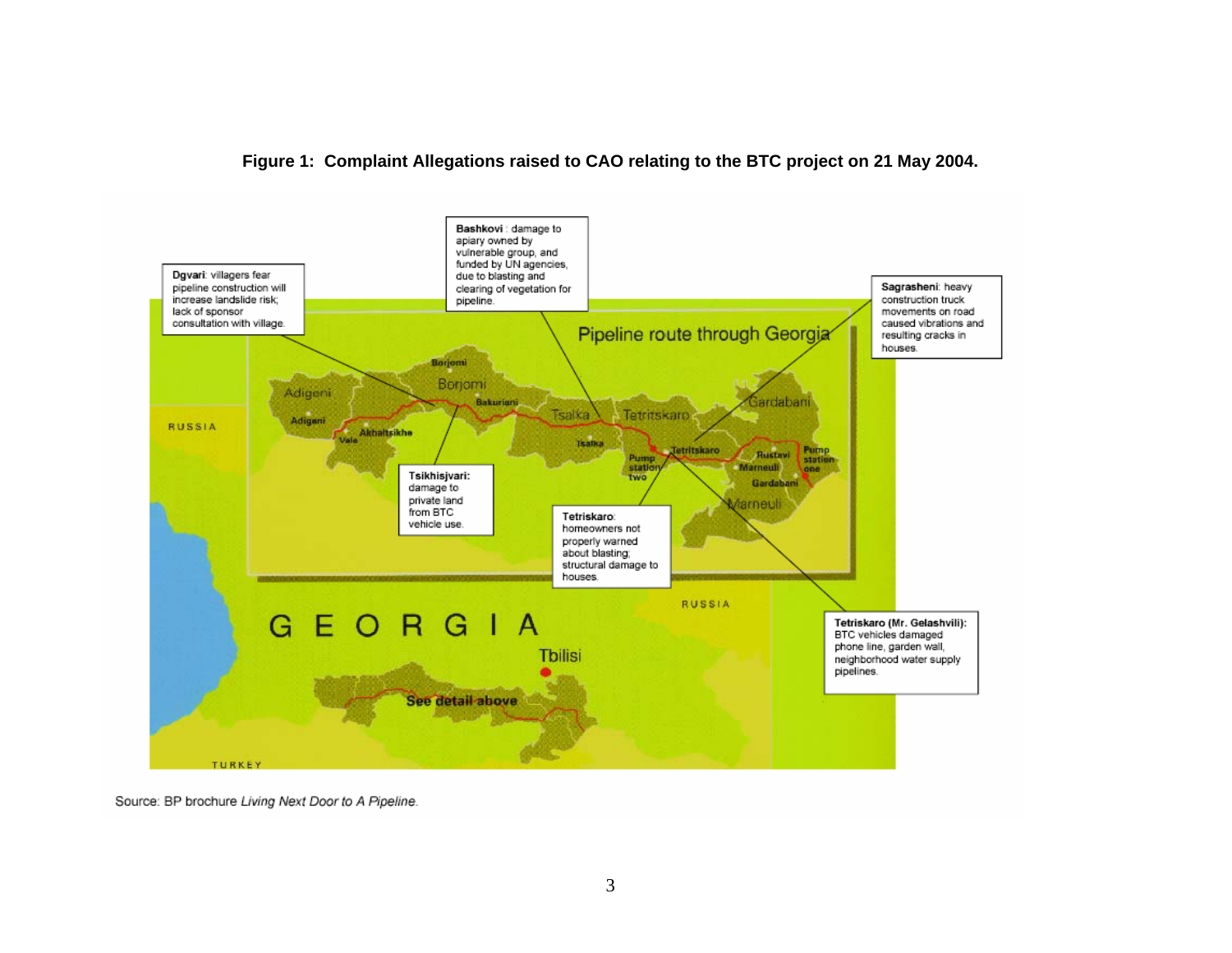**Figure 1: Complaint Allegations raised to CAO relating to the BTC project on 21 May 2004.**

**Dgvari**: villagers fear pipeline construction will increase landslide risk; lack of sponsor consultation with village.

**Bashkovi** : damage to apiary owned by vulnerable group, and funded by UN agencies, due to blasting and clearing of vegetation for pipeline.

**Sagrasheni**: heavy construction truck movements on road caused vibrations and resulting cracks in houses.

**Tsikhisjvari:** damage to private land from BTC vehicle use.

**Tetriskaro**: homeowners not properly warned about blasting; structural damage to houses.

**Tetriskaro (Mr. Gelashvili):** BTC vehicles damaged phone line, garden wall, neighborhood water supply pipelines.

Pipeline route through Georgia

Adigeni
Borjomi
Tsalka
Tetritskaro
Gardabani
Marneuli
Bakuriani
Akhaltsikhe
Vale
Pump station two
Pump station one
Rustavi
RUSSIA
GEORGIA
Tbilisi
See detail above
TURKEY

Source: BP brochure *Living Next Door to A Pipeline*.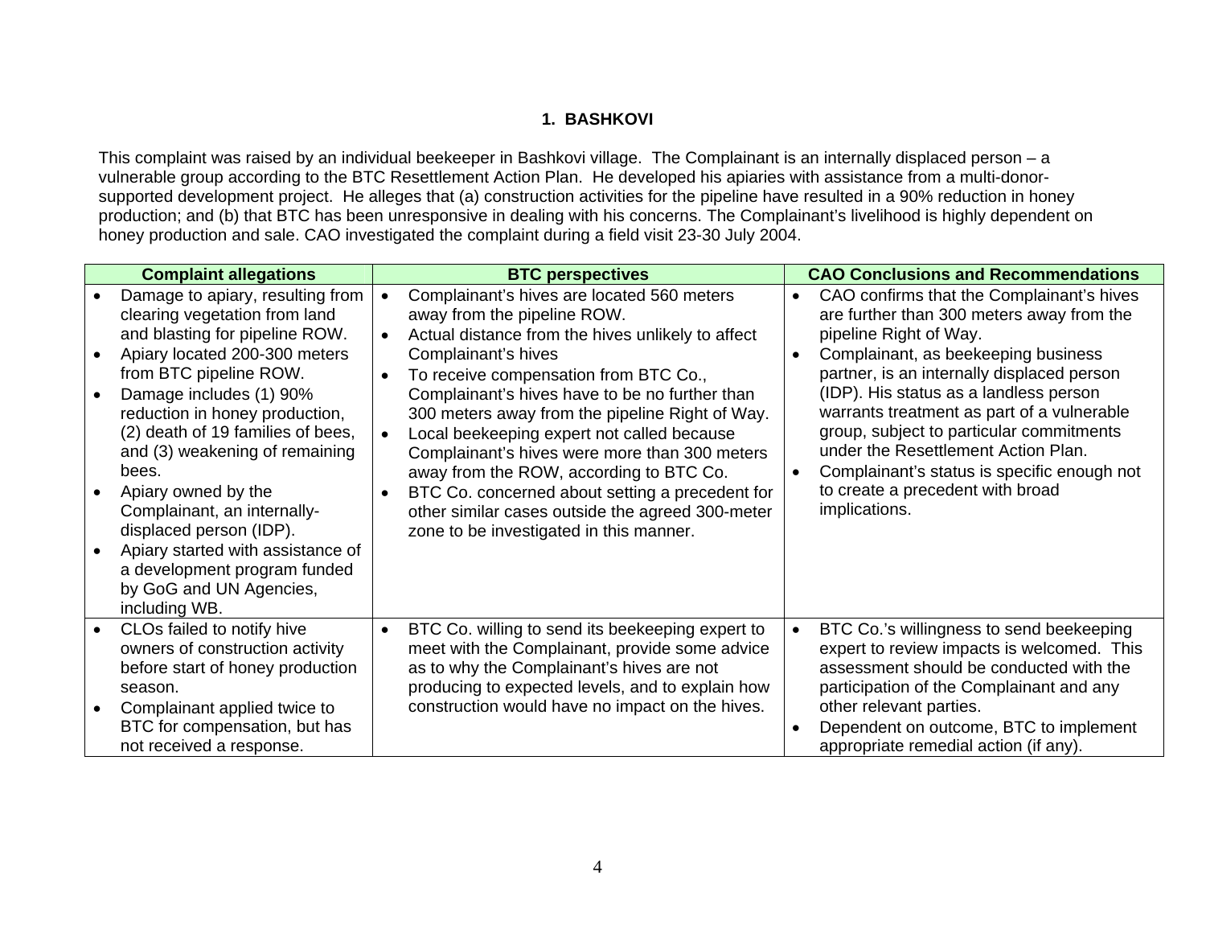### 1. BASHKOVI

This complaint was raised by an individual beekeeper in Bashkovi village. The Complainant is an internally displaced person – a vulnerable group according to the BTC Resettlement Action Plan. He developed his apiaries with assistance from a multi-donor-supported development project. He alleges that (a) construction activities for the pipeline have resulted in a 90% reduction in honey production; and (b) that BTC has been unresponsive in dealing with his concerns. The Complainant's livelihood is highly dependent on honey production and sale. CAO investigated the complaint during a field visit 23-30 July 2004.

| Complaint allegations | BTC perspectives | CAO Conclusions and Recommendations |
|---|---|---|
| • Damage to apiary, resulting from clearing vegetation from land and blasting for pipeline ROW.<br>• Apiary located 200-300 meters from BTC pipeline ROW.<br>• Damage includes (1) 90% reduction in honey production, (2) death of 19 families of bees, and (3) weakening of remaining bees.<br>• Apiary owned by the Complainant, an internally-displaced person (IDP).<br>• Apiary started with assistance of a development program funded by GoG and UN Agencies, including WB. | • Complainant's hives are located 560 meters away from the pipeline ROW.<br>• Actual distance from the hives unlikely to affect Complainant's hives<br>• To receive compensation from BTC Co., Complainant's hives have to be no further than 300 meters away from the pipeline Right of Way.<br>• Local beekeeping expert not called because Complainant's hives were more than 300 meters away from the ROW, according to BTC Co.<br>• BTC Co. concerned about setting a precedent for other similar cases outside the agreed 300-meter zone to be investigated in this manner. | • CAO confirms that the Complainant's hives are further than 300 meters away from the pipeline Right of Way.<br>• Complainant, as beekeeping business partner, is an internally displaced person (IDP). His status as a landless person warrants treatment as part of a vulnerable group, subject to particular commitments under the Resettlement Action Plan.<br>• Complainant's status is specific enough not to create a precedent with broad implications. |
| • CLOs failed to notify hive owners of construction activity before start of honey production season.<br>• Complainant applied twice to BTC for compensation, but has not received a response. | • BTC Co. willing to send its beekeeping expert to meet with the Complainant, provide some advice as to why the Complainant's hives are not producing to expected levels, and to explain how construction would have no impact on the hives. | • BTC Co.'s willingness to send beekeeping expert to review impacts is welcomed. This assessment should be conducted with the participation of the Complainant and any other relevant parties.<br>• Dependent on outcome, BTC to implement appropriate remedial action (if any). |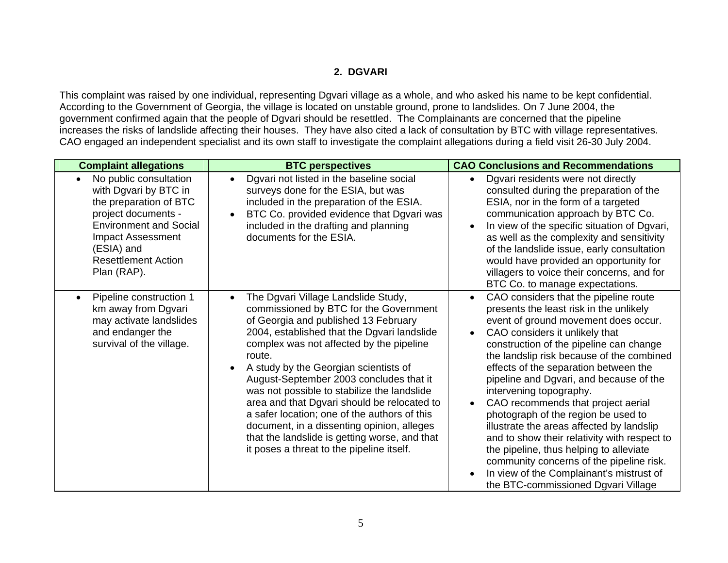## 2. DGVARI

This complaint was raised by one individual, representing Dgvari village as a whole, and who asked his name to be kept confidential. According to the Government of Georgia, the village is located on unstable ground, prone to landslides. On 7 June 2004, the government confirmed again that the people of Dgvari should be resettled. The Complainants are concerned that the pipeline increases the risks of landslide affecting their houses. They have also cited a lack of consultation by BTC with village representatives. CAO engaged an independent specialist and its own staff to investigate the complaint allegations during a field visit 26-30 July 2004.

| Complaint allegations | BTC perspectives | CAO Conclusions and Recommendations |
|---|---|---|
| • No public consultation with Dgvari by BTC in the preparation of BTC project documents - Environment and Social Impact Assessment (ESIA) and Resettlement Action Plan (RAP). | • Dgvari not listed in the baseline social surveys done for the ESIA, but was included in the preparation of the ESIA.<br>• BTC Co. provided evidence that Dgvari was included in the drafting and planning documents for the ESIA. | • Dgvari residents were not directly consulted during the preparation of the ESIA, nor in the form of a targeted communication approach by BTC Co.<br>• In view of the specific situation of Dgvari, as well as the complexity and sensitivity of the landslide issue, early consultation would have provided an opportunity for villagers to voice their concerns, and for BTC Co. to manage expectations. |
| • Pipeline construction 1 km away from Dgvari may activate landslides and endanger the survival of the village. | • The Dgvari Village Landslide Study, commissioned by BTC for the Government of Georgia and published 13 February 2004, established that the Dgvari landslide complex was not affected by the pipeline route.<br>• A study by the Georgian scientists of August-September 2003 concludes that it was not possible to stabilize the landslide area and that Dgvari should be relocated to a safer location; one of the authors of this document, in a dissenting opinion, alleges that the landslide is getting worse, and that it poses a threat to the pipeline itself. | • CAO considers that the pipeline route presents the least risk in the unlikely event of ground movement does occur.<br>• CAO considers it unlikely that construction of the pipeline can change the landslip risk because of the combined effects of the separation between the pipeline and Dgvari, and because of the intervening topography.<br>• CAO recommends that project aerial photograph of the region be used to illustrate the areas affected by landslip and to show their relativity with respect to the pipeline, thus helping to alleviate community concerns of the pipeline risk.<br>• In view of the Complainant's mistrust of the BTC-commissioned Dgvari Village |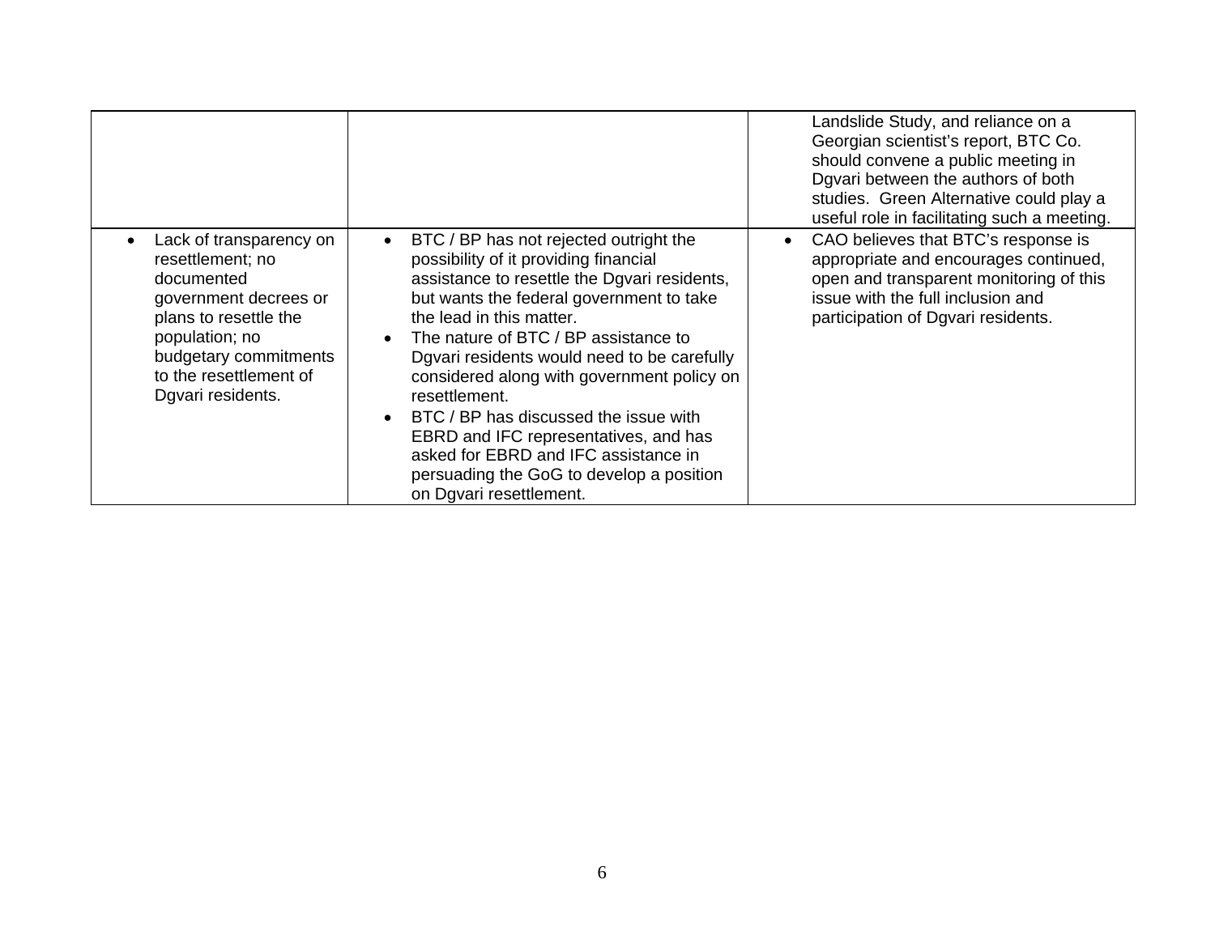| | | |
|---|---|---|
| | | Landslide Study, and reliance on a Georgian scientist's report, BTC Co. should convene a public meeting in Dgvari between the authors of both studies. Green Alternative could play a useful role in facilitating such a meeting. |
| • Lack of transparency on resettlement; no documented government decrees or plans to resettle the population; no budgetary commitments to the resettlement of Dgvari residents. | • BTC / BP has not rejected outright the possibility of it providing financial assistance to resettle the Dgvari residents, but wants the federal government to take the lead in this matter.<br>• The nature of BTC / BP assistance to Dgvari residents would need to be carefully considered along with government policy on resettlement.<br>• BTC / BP has discussed the issue with EBRD and IFC representatives, and has asked for EBRD and IFC assistance in persuading the GoG to develop a position on Dgvari resettlement. | • CAO believes that BTC's response is appropriate and encourages continued, open and transparent monitoring of this issue with the full inclusion and participation of Dgvari residents. |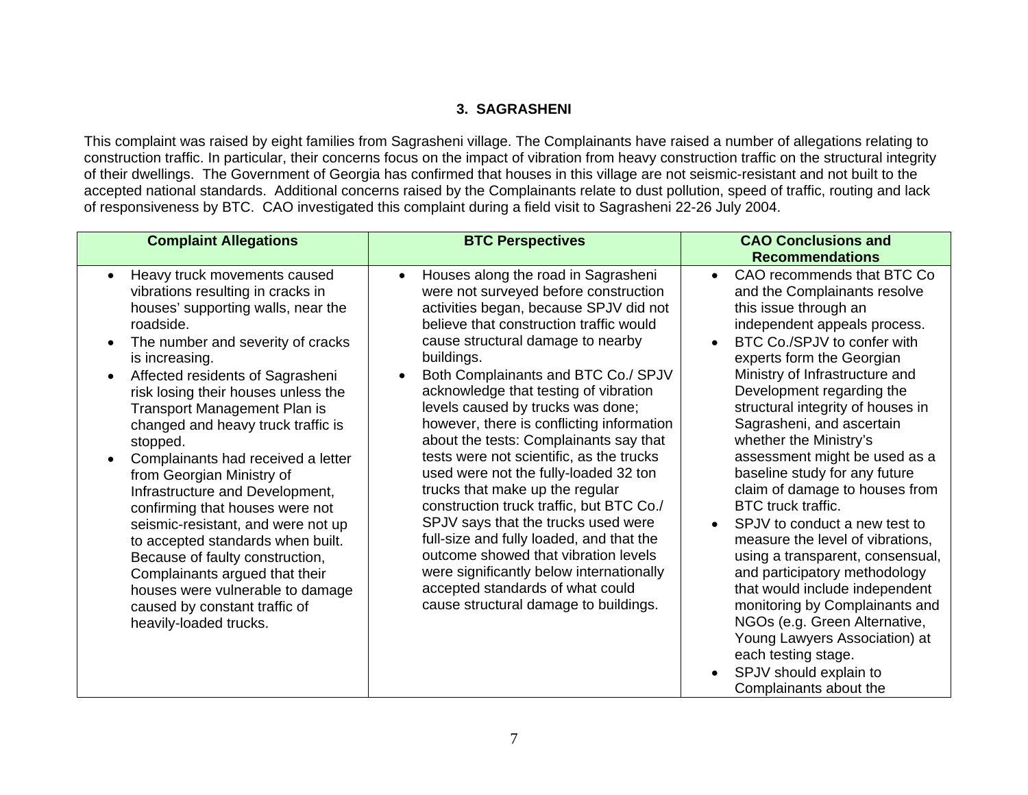### 3. SAGRASHENI

This complaint was raised by eight families from Sagrasheni village. The Complainants have raised a number of allegations relating to construction traffic. In particular, their concerns focus on the impact of vibration from heavy construction traffic on the structural integrity of their dwellings. The Government of Georgia has confirmed that houses in this village are not seismic-resistant and not built to the accepted national standards. Additional concerns raised by the Complainants relate to dust pollution, speed of traffic, routing and lack of responsiveness by BTC. CAO investigated this complaint during a field visit to Sagrasheni 22-26 July 2004.

| Complaint Allegations | BTC Perspectives | CAO Conclusions and Recommendations |
|---|---|---|
| • Heavy truck movements caused vibrations resulting in cracks in houses' supporting walls, near the roadside.<br>• The number and severity of cracks is increasing.<br>• Affected residents of Sagrasheni risk losing their houses unless the Transport Management Plan is changed and heavy truck traffic is stopped.<br>• Complainants had received a letter from Georgian Ministry of Infrastructure and Development, confirming that houses were not seismic-resistant, and were not up to accepted standards when built. Because of faulty construction, Complainants argued that their houses were vulnerable to damage caused by constant traffic of heavily-loaded trucks. | • Houses along the road in Sagrasheni were not surveyed before construction activities began, because SPJV did not believe that construction traffic would cause structural damage to nearby buildings.<br>• Both Complainants and BTC Co./ SPJV acknowledge that testing of vibration levels caused by trucks was done; however, there is conflicting information about the tests: Complainants say that tests were not scientific, as the trucks used were not the fully-loaded 32 ton trucks that make up the regular construction truck traffic, but BTC Co./ SPJV says that the trucks used were full-size and fully loaded, and that the outcome showed that vibration levels were significantly below internationally accepted standards of what could cause structural damage to buildings. | • CAO recommends that BTC Co and the Complainants resolve this issue through an independent appeals process.<br>• BTC Co./SPJV to confer with experts form the Georgian Ministry of Infrastructure and Development regarding the structural integrity of houses in Sagrasheni, and ascertain whether the Ministry's assessment might be used as a baseline study for any future claim of damage to houses from BTC truck traffic.<br>• SPJV to conduct a new test to measure the level of vibrations, using a transparent, consensual, and participatory methodology that would include independent monitoring by Complainants and NGOs (e.g. Green Alternative, Young Lawyers Association) at each testing stage.<br>• SPJV should explain to Complainants about the |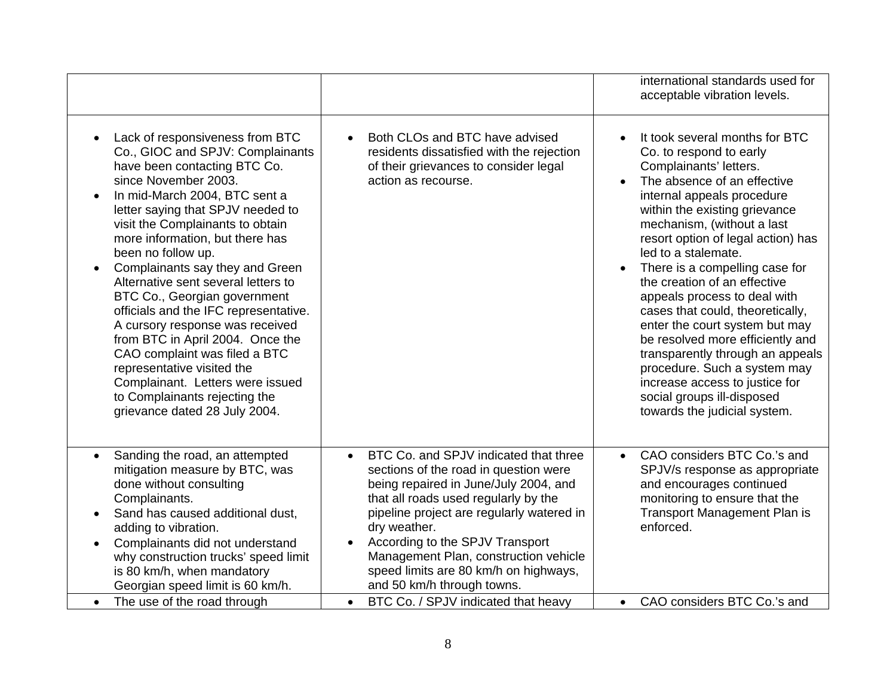| | | |
|---|---|---|
| | | international standards used for acceptable vibration levels. |
| • Lack of responsiveness from BTC Co., GIOC and SPJV: Complainants have been contacting BTC Co. since November 2003.<br>• In mid-March 2004, BTC sent a letter saying that SPJV needed to visit the Complainants to obtain more information, but there has been no follow up.<br>• Complainants say they and Green Alternative sent several letters to BTC Co., Georgian government officials and the IFC representative. A cursory response was received from BTC in April 2004. Once the CAO complaint was filed a BTC representative visited the Complainant. Letters were issued to Complainants rejecting the grievance dated 28 July 2004. | • Both CLOs and BTC have advised residents dissatisfied with the rejection of their grievances to consider legal action as recourse. | • It took several months for BTC Co. to respond to early Complainants' letters.<br>• The absence of an effective internal appeals procedure within the existing grievance mechanism, (without a last resort option of legal action) has led to a stalemate.<br>• There is a compelling case for the creation of an effective appeals process to deal with cases that could, theoretically, enter the court system but may be resolved more efficiently and transparently through an appeals procedure. Such a system may increase access to justice for social groups ill-disposed towards the judicial system. |
| • Sanding the road, an attempted mitigation measure by BTC, was done without consulting Complainants.<br>• Sand has caused additional dust, adding to vibration.<br>• Complainants did not understand why construction trucks' speed limit is 80 km/h, when mandatory Georgian speed limit is 60 km/h. | • BTC Co. and SPJV indicated that three sections of the road in question were being repaired in June/July 2004, and that all roads used regularly by the pipeline project are regularly watered in dry weather.<br>• According to the SPJV Transport Management Plan, construction vehicle speed limits are 80 km/h on highways, and 50 km/h through towns. | • CAO considers BTC Co.'s and SPJV/s response as appropriate and encourages continued monitoring to ensure that the Transport Management Plan is enforced. |
| • The use of the road through | • BTC Co. / SPJV indicated that heavy | • CAO considers BTC Co.'s and |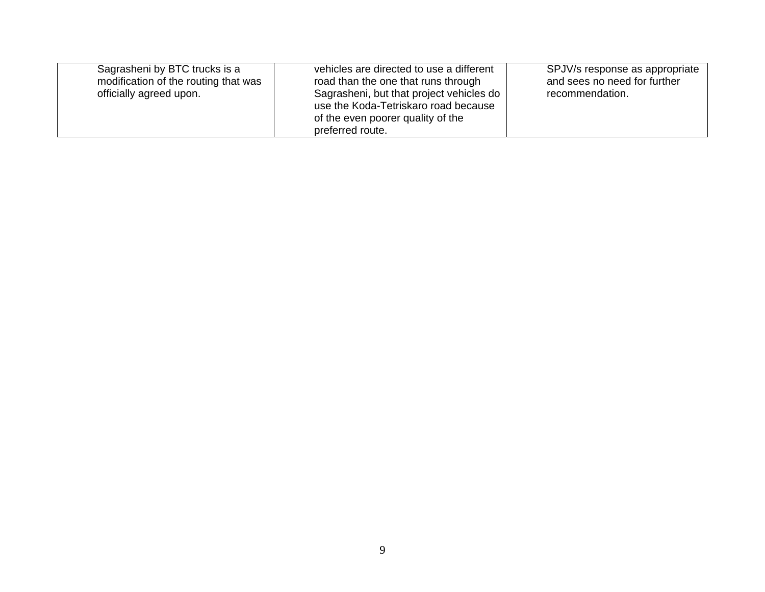| | | |
|---|---|---|
| Sagrasheni by BTC trucks is a modification of the routing that was officially agreed upon. | vehicles are directed to use a different road than the one that runs through Sagrasheni, but that project vehicles do use the Koda-Tetriskaro road because of the even poorer quality of the preferred route. | SPJV/s response as appropriate and sees no need for further recommendation. |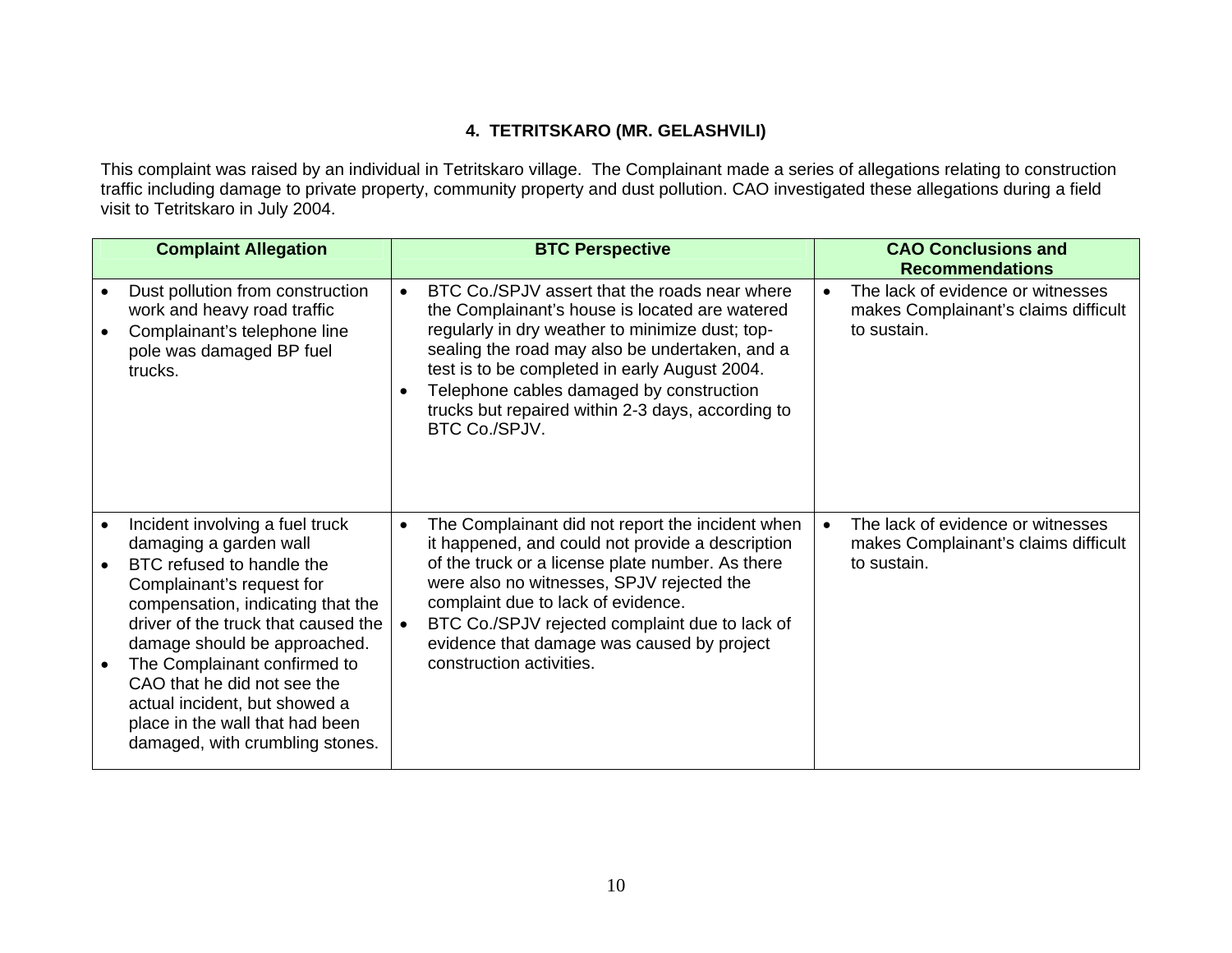### 4. TETRITSKARO (MR. GELASHVILI)

This complaint was raised by an individual in Tetritskaro village. The Complainant made a series of allegations relating to construction traffic including damage to private property, community property and dust pollution. CAO investigated these allegations during a field visit to Tetritskaro in July 2004.

| Complaint Allegation | BTC Perspective | CAO Conclusions and Recommendations |
|---|---|---|
| • Dust pollution from construction work and heavy road traffic<br>• Complainant's telephone line pole was damaged BP fuel trucks. | • BTC Co./SPJV assert that the roads near where the Complainant's house is located are watered regularly in dry weather to minimize dust; top-sealing the road may also be undertaken, and a test is to be completed in early August 2004.<br>• Telephone cables damaged by construction trucks but repaired within 2-3 days, according to BTC Co./SPJV. | • The lack of evidence or witnesses makes Complainant's claims difficult to sustain. |
| • Incident involving a fuel truck damaging a garden wall<br>• BTC refused to handle the Complainant's request for compensation, indicating that the driver of the truck that caused the damage should be approached.<br>• The Complainant confirmed to CAO that he did not see the actual incident, but showed a place in the wall that had been damaged, with crumbling stones. | • The Complainant did not report the incident when it happened, and could not provide a description of the truck or a license plate number. As there were also no witnesses, SPJV rejected the complaint due to lack of evidence.<br>• BTC Co./SPJV rejected complaint due to lack of evidence that damage was caused by project construction activities. | • The lack of evidence or witnesses makes Complainant's claims difficult to sustain. |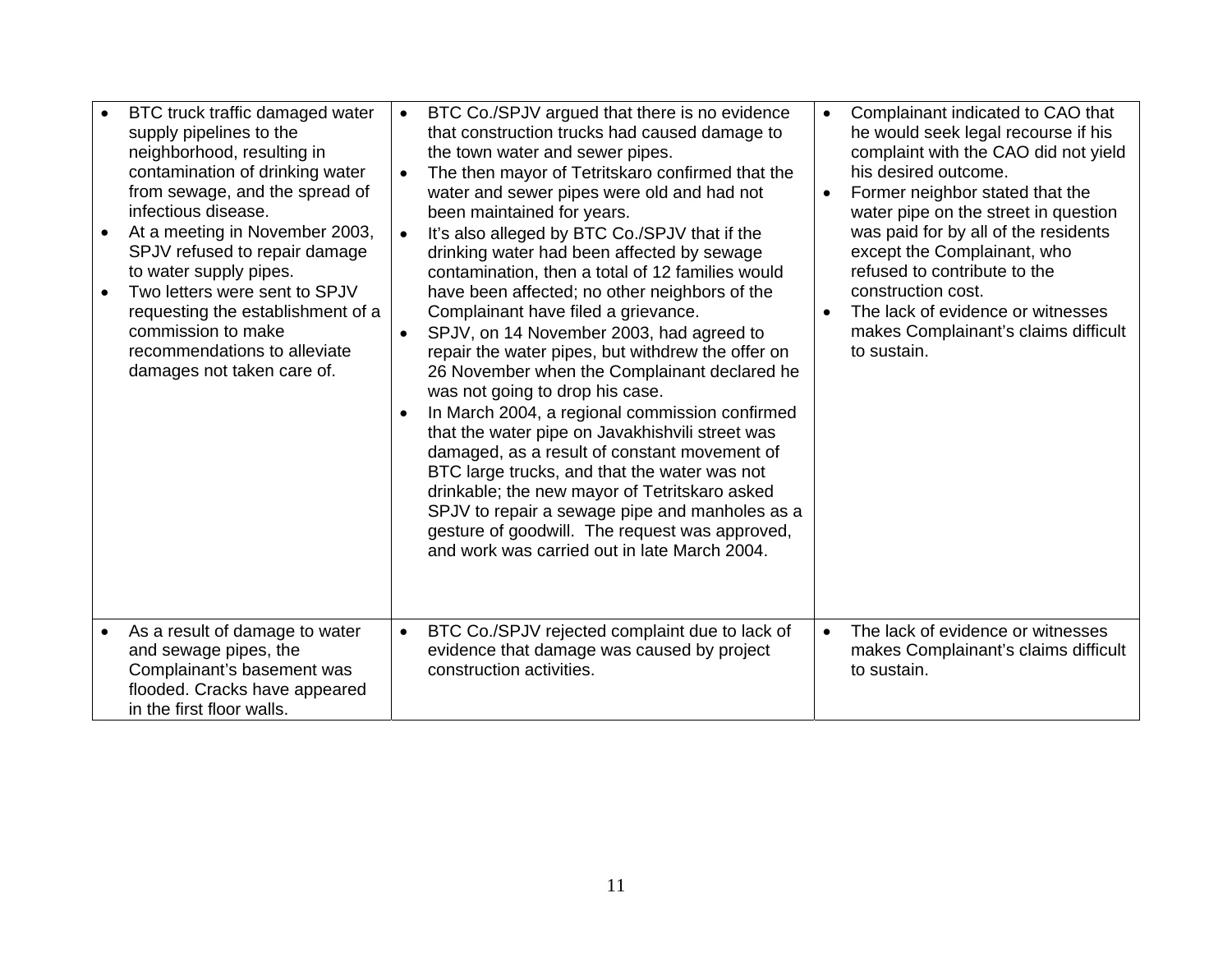| | | |
|---|---|---|
| • BTC truck traffic damaged water supply pipelines to the neighborhood, resulting in contamination of drinking water from sewage, and the spread of infectious disease.<br>• At a meeting in November 2003, SPJV refused to repair damage to water supply pipes.<br>• Two letters were sent to SPJV requesting the establishment of a commission to make recommendations to alleviate damages not taken care of. | • BTC Co./SPJV argued that there is no evidence that construction trucks had caused damage to the town water and sewer pipes.<br>• The then mayor of Tetritskaro confirmed that the water and sewer pipes were old and had not been maintained for years.<br>• It's also alleged by BTC Co./SPJV that if the drinking water had been affected by sewage contamination, then a total of 12 families would have been affected; no other neighbors of the Complainant have filed a grievance.<br>• SPJV, on 14 November 2003, had agreed to repair the water pipes, but withdrew the offer on 26 November when the Complainant declared he was not going to drop his case.<br>• In March 2004, a regional commission confirmed that the water pipe on Javakhishvili street was damaged, as a result of constant movement of BTC large trucks, and that the water was not drinkable; the new mayor of Tetritskaro asked SPJV to repair a sewage pipe and manholes as a gesture of goodwill. The request was approved, and work was carried out in late March 2004. | • Complainant indicated to CAO that he would seek legal recourse if his complaint with the CAO did not yield his desired outcome.<br>• Former neighbor stated that the water pipe on the street in question was paid for by all of the residents except the Complainant, who refused to contribute to the construction cost.<br>• The lack of evidence or witnesses makes Complainant's claims difficult to sustain. |
| • As a result of damage to water and sewage pipes, the Complainant's basement was flooded. Cracks have appeared in the first floor walls. | • BTC Co./SPJV rejected complaint due to lack of evidence that damage was caused by project construction activities. | • The lack of evidence or witnesses makes Complainant's claims difficult to sustain. |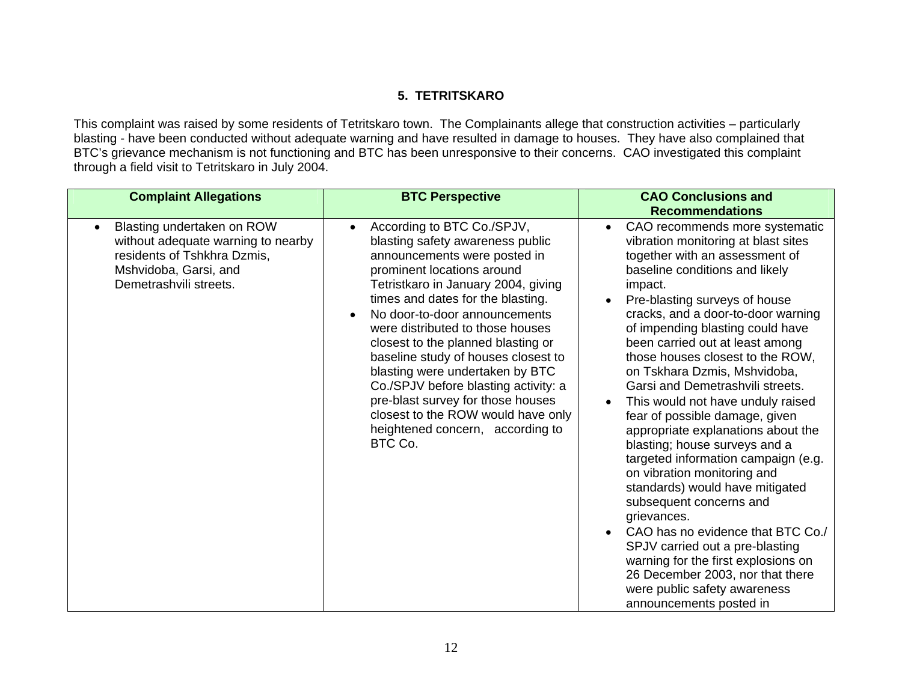## 5. TETRITSKARO

This complaint was raised by some residents of Tetritskaro town. The Complainants allege that construction activities – particularly blasting - have been conducted without adequate warning and have resulted in damage to houses. They have also complained that BTC's grievance mechanism is not functioning and BTC has been unresponsive to their concerns. CAO investigated this complaint through a field visit to Tetritskaro in July 2004.

| Complaint Allegations | BTC Perspective | CAO Conclusions and Recommendations |
|---|---|---|
| • Blasting undertaken on ROW without adequate warning to nearby residents of Tshkhra Dzmis, Mshvidoba, Garsi, and Demetrashvili streets. | • According to BTC Co./SPJV, blasting safety awareness public announcements were posted in prominent locations around Tetristkaro in January 2004, giving times and dates for the blasting.<br>• No door-to-door announcements were distributed to those houses closest to the planned blasting or baseline study of houses closest to blasting were undertaken by BTC Co./SPJV before blasting activity: a pre-blast survey for those houses closest to the ROW would have only heightened concern, according to BTC Co. | • CAO recommends more systematic vibration monitoring at blast sites together with an assessment of baseline conditions and likely impact.<br>• Pre-blasting surveys of house cracks, and a door-to-door warning of impending blasting could have been carried out at least among those houses closest to the ROW, on Tskhara Dzmis, Mshvidoba, Garsi and Demetrashvili streets.<br>• This would not have unduly raised fear of possible damage, given appropriate explanations about the blasting; house surveys and a targeted information campaign (e.g. on vibration monitoring and standards) would have mitigated subsequent concerns and grievances.<br>• CAO has no evidence that BTC Co./ SPJV carried out a pre-blasting warning for the first explosions on 26 December 2003, nor that there were public safety awareness announcements posted in |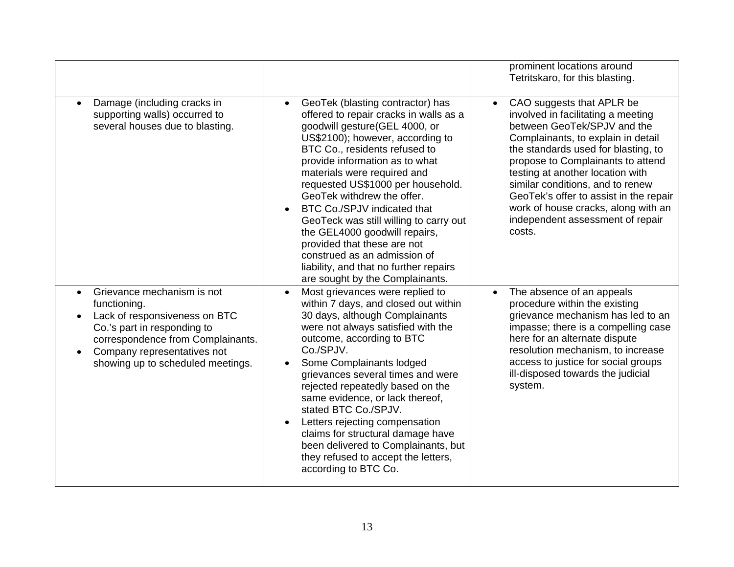| | | |
|---|---|---|
| | | prominent locations around Tetritskaro, for this blasting. |
| • Damage (including cracks in supporting walls) occurred to several houses due to blasting. | • GeoTek (blasting contractor) has offered to repair cracks in walls as a goodwill gesture(GEL 4000, or US$2100); however, according to BTC Co., residents refused to provide information as to what materials were required and requested US$1000 per household. GeoTek withdrew the offer.<br>• BTC Co./SPJV indicated that GeoTeck was still willing to carry out the GEL4000 goodwill repairs, provided that these are not construed as an admission of liability, and that no further repairs are sought by the Complainants. | • CAO suggests that APLR be involved in facilitating a meeting between GeoTek/SPJV and the Complainants, to explain in detail the standards used for blasting, to propose to Complainants to attend testing at another location with similar conditions, and to renew GeoTek's offer to assist in the repair work of house cracks, along with an independent assessment of repair costs. |
| • Grievance mechanism is not functioning.<br>• Lack of responsiveness on BTC Co.'s part in responding to correspondence from Complainants.<br>• Company representatives not showing up to scheduled meetings. | • Most grievances were replied to within 7 days, and closed out within 30 days, although Complainants were not always satisfied with the outcome, according to BTC Co./SPJV.<br>• Some Complainants lodged grievances several times and were rejected repeatedly based on the same evidence, or lack thereof, stated BTC Co./SPJV.<br>• Letters rejecting compensation claims for structural damage have been delivered to Complainants, but they refused to accept the letters, according to BTC Co. | • The absence of an appeals procedure within the existing grievance mechanism has led to an impasse; there is a compelling case here for an alternate dispute resolution mechanism, to increase access to justice for social groups ill-disposed towards the judicial system. |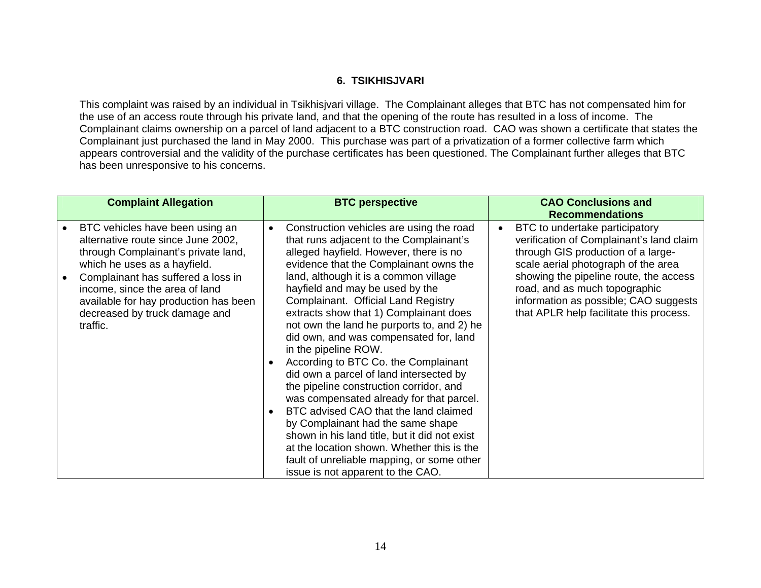## 6. TSIKHISJVARI

This complaint was raised by an individual in Tsikhisjvari village. The Complainant alleges that BTC has not compensated him for the use of an access route through his private land, and that the opening of the route has resulted in a loss of income. The Complainant claims ownership on a parcel of land adjacent to a BTC construction road. CAO was shown a certificate that states the Complainant just purchased the land in May 2000. This purchase was part of a privatization of a former collective farm which appears controversial and the validity of the purchase certificates has been questioned. The Complainant further alleges that BTC has been unresponsive to his concerns.

| Complaint Allegation | BTC perspective | CAO Conclusions and Recommendations |
| --- | --- | --- |
| • BTC vehicles have been using an alternative route since June 2002, through Complainant's private land, which he uses as a hayfield.<br>• Complainant has suffered a loss in income, since the area of land available for hay production has been decreased by truck damage and traffic. | • Construction vehicles are using the road that runs adjacent to the Complainant's alleged hayfield. However, there is no evidence that the Complainant owns the land, although it is a common village hayfield and may be used by the Complainant. Official Land Registry extracts show that 1) Complainant does not own the land he purports to, and 2) he did own, and was compensated for, land in the pipeline ROW.<br>• According to BTC Co. the Complainant did own a parcel of land intersected by the pipeline construction corridor, and was compensated already for that parcel.<br>• BTC advised CAO that the land claimed by Complainant had the same shape shown in his land title, but it did not exist at the location shown. Whether this is the fault of unreliable mapping, or some other issue is not apparent to the CAO. | • BTC to undertake participatory verification of Complainant's land claim through GIS production of a large-scale aerial photograph of the area showing the pipeline route, the access road, and as much topographic information as possible; CAO suggests that APLR help facilitate this process. |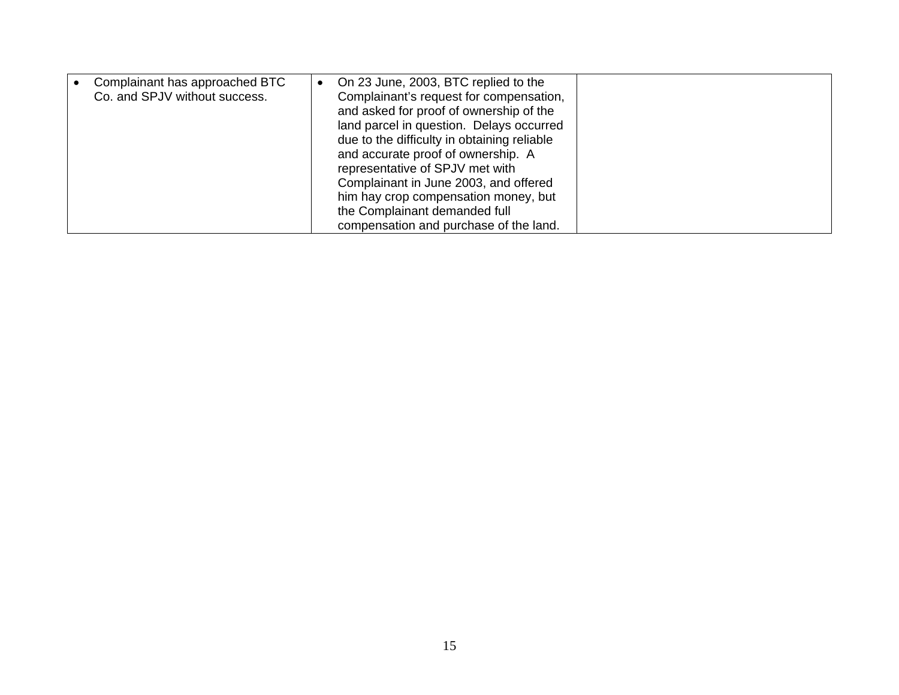| | | |
|---|---|---|
| • Complainant has approached BTC Co. and SPJV without success. | • On 23 June, 2003, BTC replied to the Complainant's request for compensation, and asked for proof of ownership of the land parcel in question. Delays occurred due to the difficulty in obtaining reliable and accurate proof of ownership. A representative of SPJV met with Complainant in June 2003, and offered him hay crop compensation money, but the Complainant demanded full compensation and purchase of the land. | |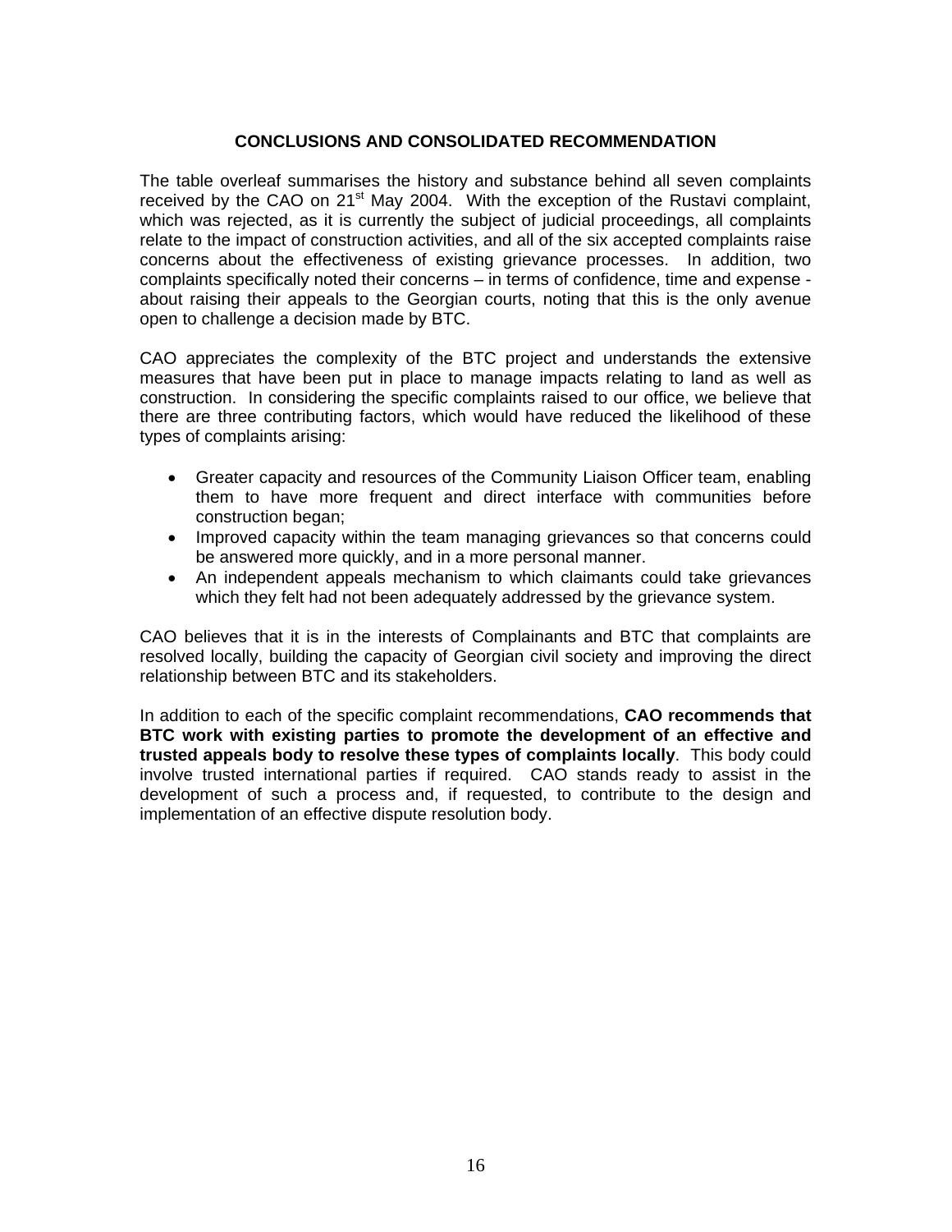## CONCLUSIONS AND CONSOLIDATED RECOMMENDATION

The table overleaf summarises the history and substance behind all seven complaints received by the CAO on 21st May 2004. With the exception of the Rustavi complaint, which was rejected, as it is currently the subject of judicial proceedings, all complaints relate to the impact of construction activities, and all of the six accepted complaints raise concerns about the effectiveness of existing grievance processes. In addition, two complaints specifically noted their concerns – in terms of confidence, time and expense - about raising their appeals to the Georgian courts, noting that this is the only avenue open to challenge a decision made by BTC.

CAO appreciates the complexity of the BTC project and understands the extensive measures that have been put in place to manage impacts relating to land as well as construction. In considering the specific complaints raised to our office, we believe that there are three contributing factors, which would have reduced the likelihood of these types of complaints arising:

- Greater capacity and resources of the Community Liaison Officer team, enabling them to have more frequent and direct interface with communities before construction began;
- Improved capacity within the team managing grievances so that concerns could be answered more quickly, and in a more personal manner.
- An independent appeals mechanism to which claimants could take grievances which they felt had not been adequately addressed by the grievance system.

CAO believes that it is in the interests of Complainants and BTC that complaints are resolved locally, building the capacity of Georgian civil society and improving the direct relationship between BTC and its stakeholders.

In addition to each of the specific complaint recommendations, **CAO recommends that BTC work with existing parties to promote the development of an effective and trusted appeals body to resolve these types of complaints locally**. This body could involve trusted international parties if required. CAO stands ready to assist in the development of such a process and, if requested, to contribute to the design and implementation of an effective dispute resolution body.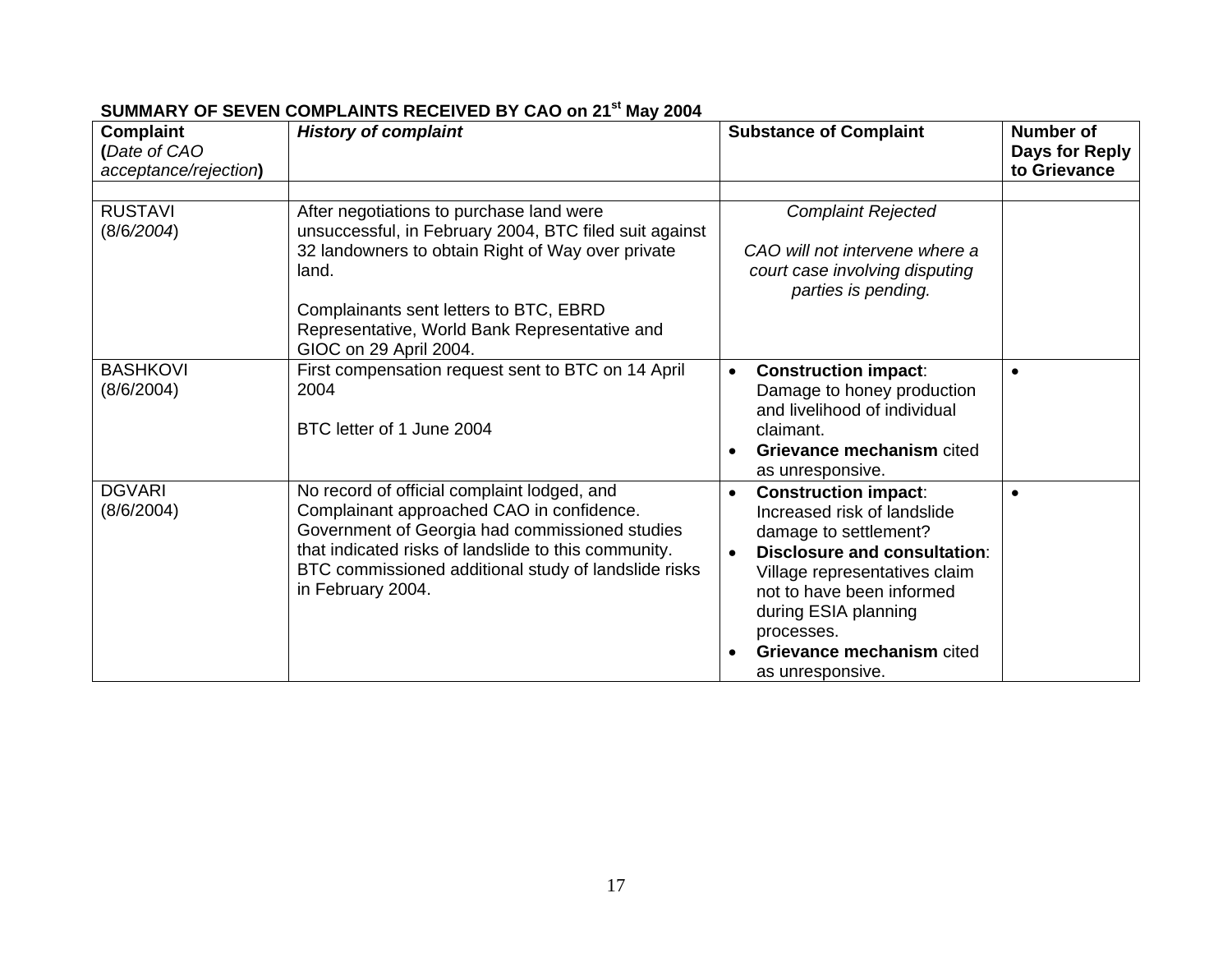**SUMMARY OF SEVEN COMPLAINTS RECEIVED BY CAO on 21st May 2004**

| **Complaint** **(***Date of CAO acceptance/rejection***)** | ***History of complaint*** | **Substance of Complaint** | **Number of Days for Reply to Grievance** |
|---|---|---|---|
| | | | |
| RUSTAVI (8/6*/2004*) | After negotiations to purchase land were unsuccessful, in February 2004, BTC filed suit against 32 landowners to obtain Right of Way over private land.<br><br>Complainants sent letters to BTC, EBRD Representative, World Bank Representative and GIOC on 29 April 2004. | *Complaint Rejected*<br><br>*CAO will not intervene where a court case involving disputing parties is pending.* | |
| BASHKOVI (8/6/2004) | First compensation request sent to BTC on 14 April 2004<br><br>BTC letter of 1 June 2004 | • **Construction impact**: Damage to honey production and livelihood of individual claimant.<br>• **Grievance mechanism** cited as unresponsive. | • |
| DGVARI (8/6/2004) | No record of official complaint lodged, and Complainant approached CAO in confidence. Government of Georgia had commissioned studies that indicated risks of landslide to this community. BTC commissioned additional study of landslide risks in February 2004. | • **Construction impact**: Increased risk of landslide damage to settlement?<br>• **Disclosure and consultation**: Village representatives claim not to have been informed during ESIA planning processes.<br>• **Grievance mechanism** cited as unresponsive. | • |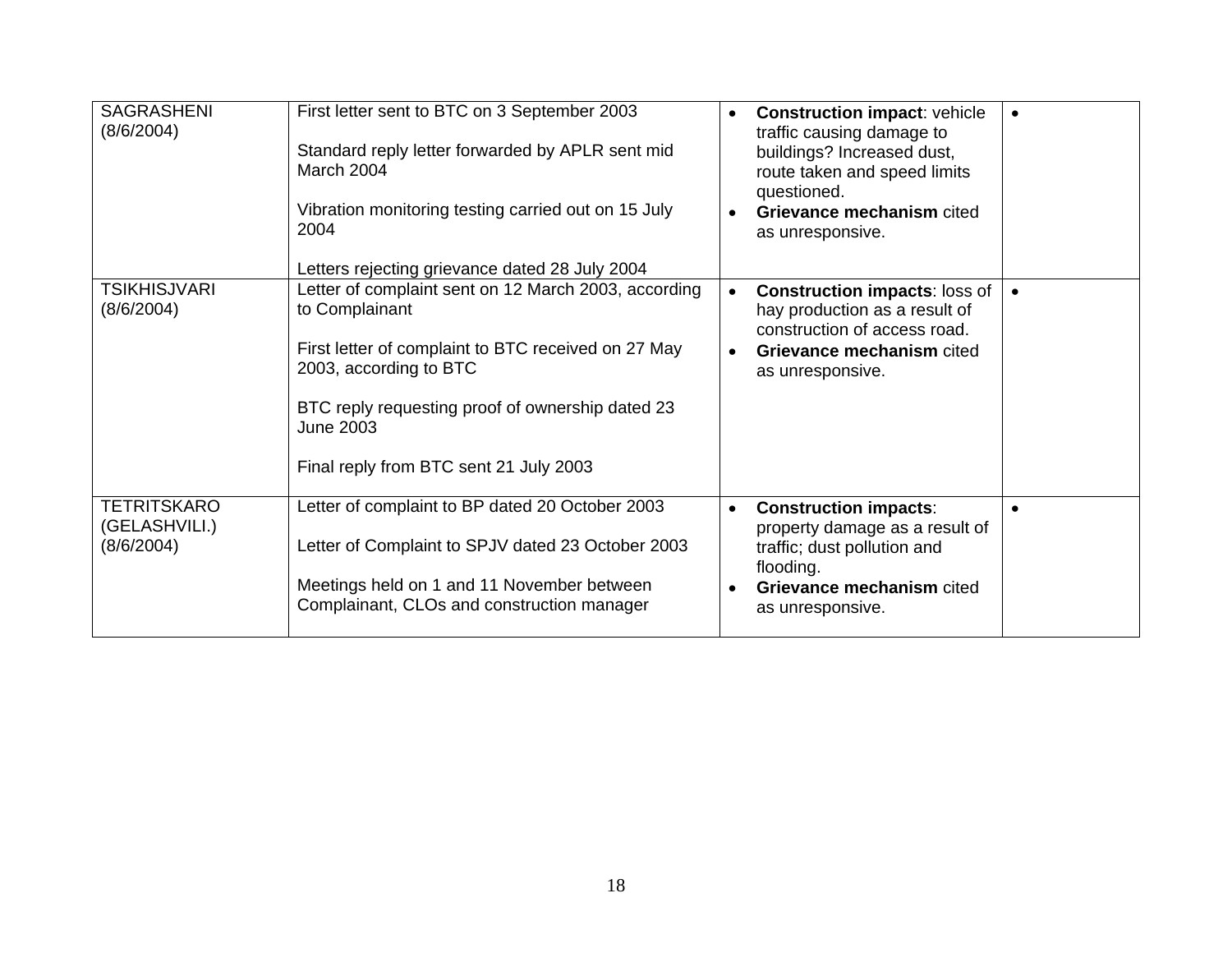| | | | |
|---|---|---|---|
| SAGRASHENI (8/6/2004) | First letter sent to BTC on 3 September 2003<br><br>Standard reply letter forwarded by APLR sent mid March 2004<br><br>Vibration monitoring testing carried out on 15 July 2004<br><br>Letters rejecting grievance dated 28 July 2004 | • **Construction impact**: vehicle traffic causing damage to buildings? Increased dust, route taken and speed limits questioned.<br>• **Grievance mechanism** cited as unresponsive. | • |
| TSIKHISJVARI (8/6/2004) | Letter of complaint sent on 12 March 2003, according to Complainant<br><br>First letter of complaint to BTC received on 27 May 2003, according to BTC<br><br>BTC reply requesting proof of ownership dated 23 June 2003<br><br>Final reply from BTC sent 21 July 2003 | • **Construction impacts**: loss of hay production as a result of construction of access road.<br>• **Grievance mechanism** cited as unresponsive. | • |
| TETRITSKARO (GELASHVILI.) (8/6/2004) | Letter of complaint to BP dated 20 October 2003<br><br>Letter of Complaint to SPJV dated 23 October 2003<br><br>Meetings held on 1 and 11 November between Complainant, CLOs and construction manager | • **Construction impacts**: property damage as a result of traffic; dust pollution and flooding.<br>• **Grievance mechanism** cited as unresponsive. | • |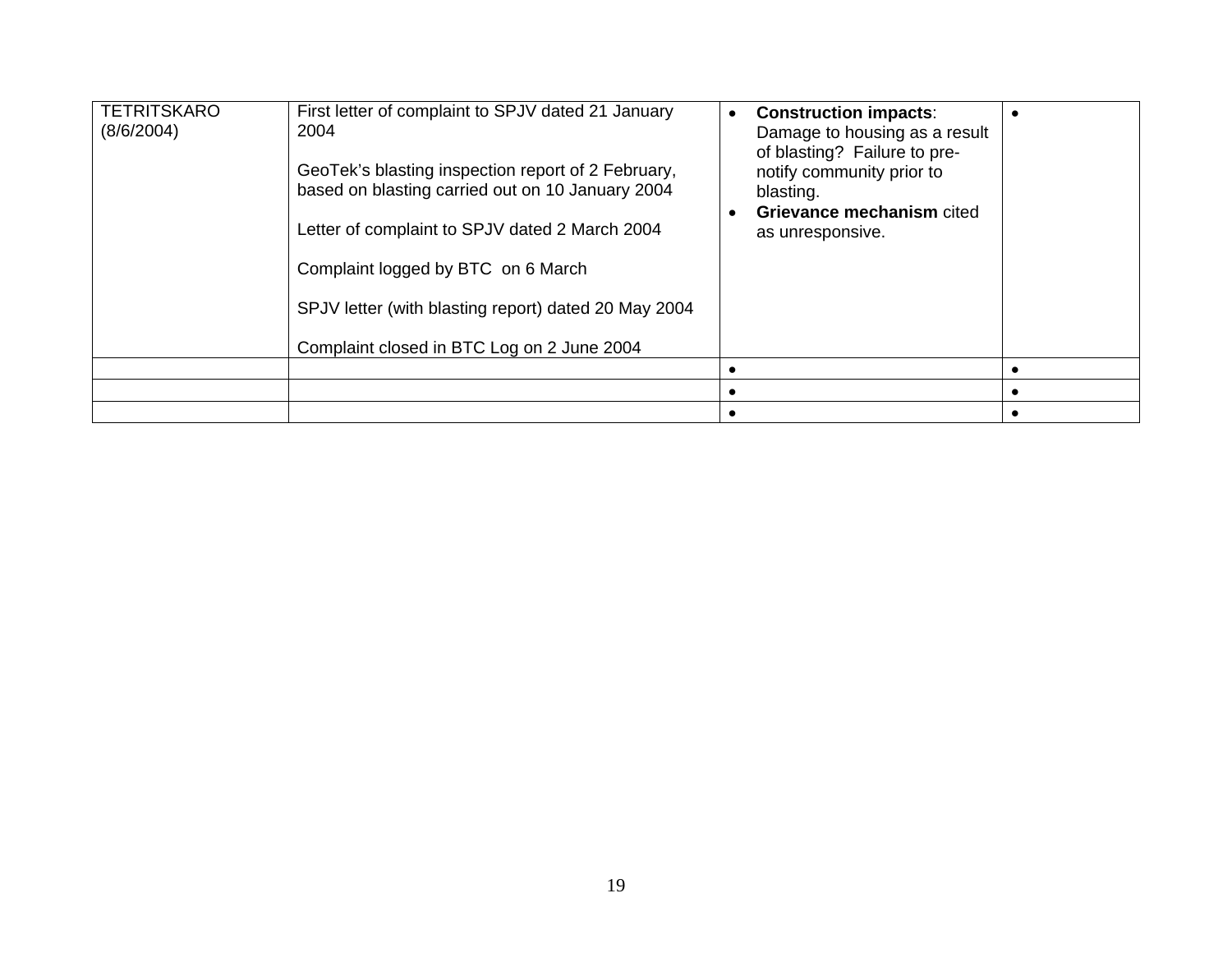| | | | |
|---|---|---|---|
| TETRITSKARO (8/6/2004) | First letter of complaint to SPJV dated 21 January 2004<br><br>GeoTek's blasting inspection report of 2 February, based on blasting carried out on 10 January 2004<br><br>Letter of complaint to SPJV dated 2 March 2004<br><br>Complaint logged by BTC on 6 March<br><br>SPJV letter (with blasting report) dated 20 May 2004<br><br>Complaint closed in BTC Log on 2 June 2004 | • **Construction impacts**: Damage to housing as a result of blasting? Failure to pre-notify community prior to blasting.<br>• **Grievance mechanism** cited as unresponsive. | • |
| | | • | • |
| | | • | • |
| | | • | • |